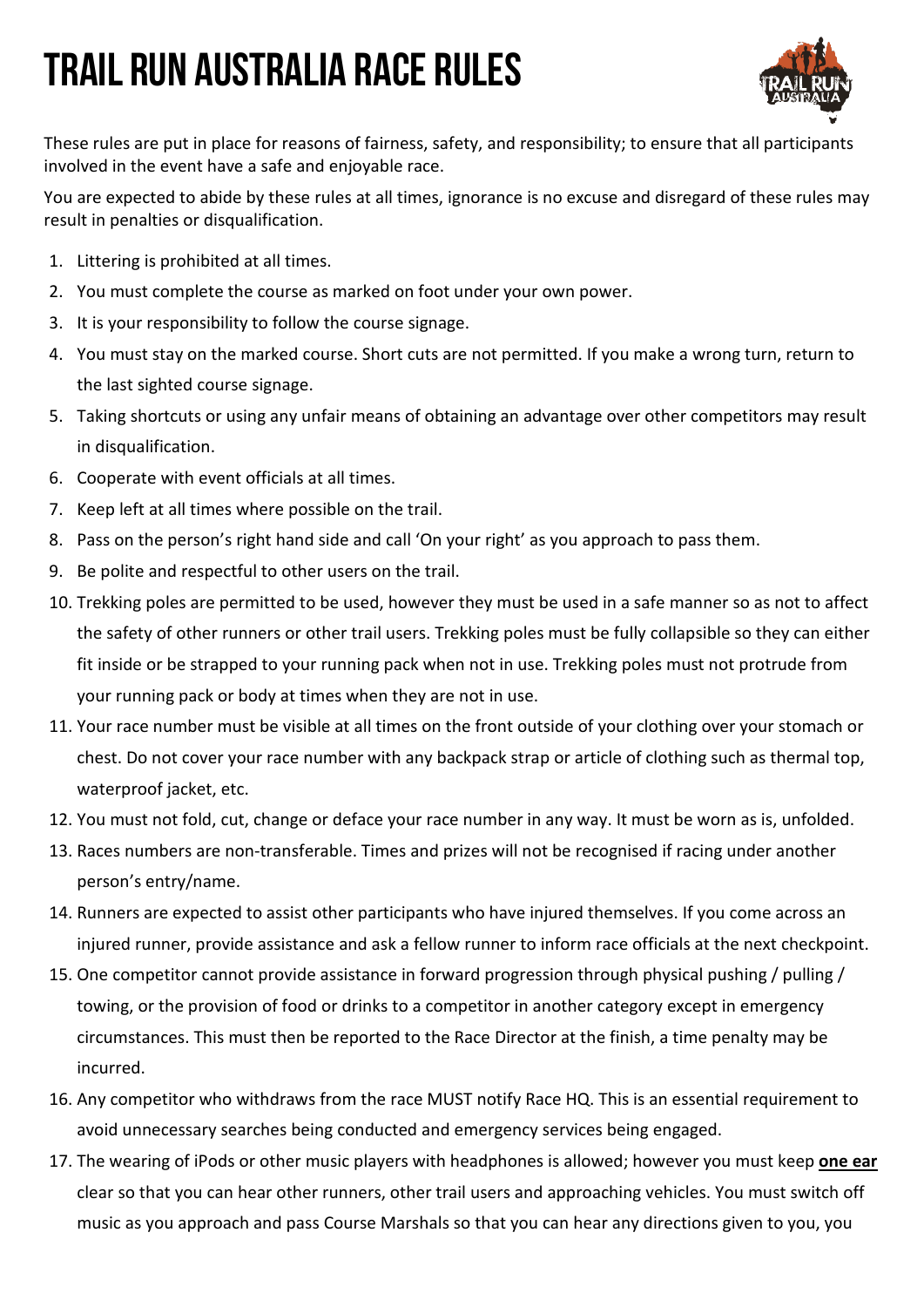# TRAIL RUN AUSTRALIA RACE RULES

These rules are put in place for reasons of fairness, safety, and responsibility; to ensure that all participants involved in the event have a safe and enjoyable race.

You are expected to abide by these rules at all times, ignorance is no excuse and disregard of these rules may result in penalties or disqualification.

1. Littering is prohibited at all times.
2. You must complete the course as marked on foot under your own power.
3. It is your responsibility to follow the course signage.
4. You must stay on the marked course. Short cuts are not permitted. If you make a wrong turn, return to the last sighted course signage.
5. Taking shortcuts or using any unfair means of obtaining an advantage over other competitors may result in disqualification.
6. Cooperate with event officials at all times.
7. Keep left at all times where possible on the trail.
8. Pass on the person's right hand side and call 'On your right' as you approach to pass them.
9. Be polite and respectful to other users on the trail.
10. Trekking poles are permitted to be used, however they must be used in a safe manner so as not to affect the safety of other runners or other trail users. Trekking poles must be fully collapsible so they can either fit inside or be strapped to your running pack when not in use. Trekking poles must not protrude from your running pack or body at times when they are not in use.
11. Your race number must be visible at all times on the front outside of your clothing over your stomach or chest. Do not cover your race number with any backpack strap or article of clothing such as thermal top, waterproof jacket, etc.
12. You must not fold, cut, change or deface your race number in any way. It must be worn as is, unfolded.
13. Races numbers are non-transferable. Times and prizes will not be recognised if racing under another person's entry/name.
14. Runners are expected to assist other participants who have injured themselves. If you come across an injured runner, provide assistance and ask a fellow runner to inform race officials at the next checkpoint.
15. One competitor cannot provide assistance in forward progression through physical pushing / pulling / towing, or the provision of food or drinks to a competitor in another category except in emergency circumstances. This must then be reported to the Race Director at the finish, a time penalty may be incurred.
16. Any competitor who withdraws from the race MUST notify Race HQ. This is an essential requirement to avoid unnecessary searches being conducted and emergency services being engaged.
17. The wearing of iPods or other music players with headphones is allowed; however you must keep **one ear** clear so that you can hear other runners, other trail users and approaching vehicles. You must switch off music as you approach and pass Course Marshals so that you can hear any directions given to you, you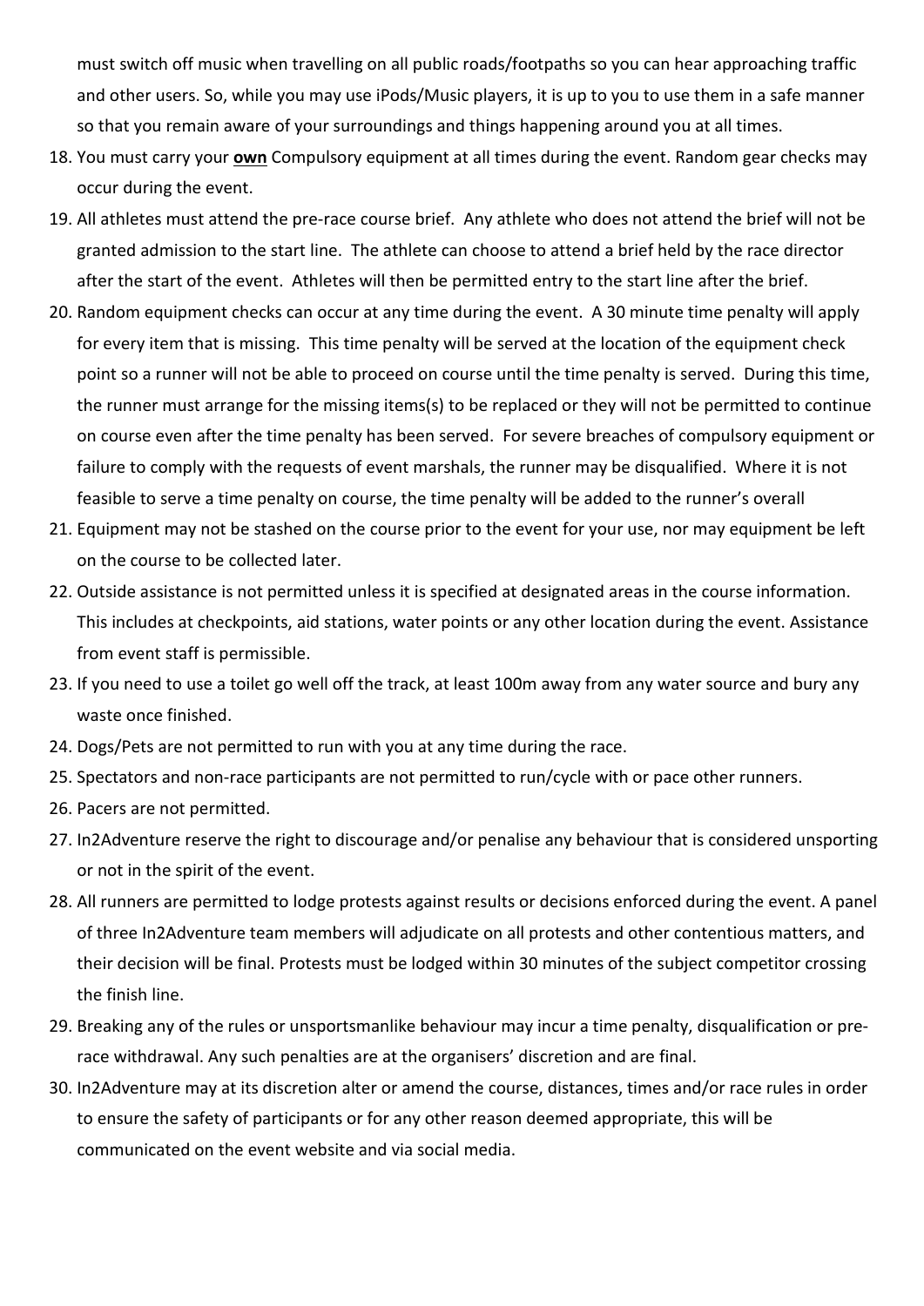must switch off music when travelling on all public roads/footpaths so you can hear approaching traffic and other users. So, while you may use iPods/Music players, it is up to you to use them in a safe manner so that you remain aware of your surroundings and things happening around you at all times.

18. You must carry your **own** Compulsory equipment at all times during the event. Random gear checks may occur during the event.
19. All athletes must attend the pre-race course brief. Any athlete who does not attend the brief will not be granted admission to the start line. The athlete can choose to attend a brief held by the race director after the start of the event. Athletes will then be permitted entry to the start line after the brief.
20. Random equipment checks can occur at any time during the event. A 30 minute time penalty will apply for every item that is missing. This time penalty will be served at the location of the equipment check point so a runner will not be able to proceed on course until the time penalty is served. During this time, the runner must arrange for the missing items(s) to be replaced or they will not be permitted to continue on course even after the time penalty has been served. For severe breaches of compulsory equipment or failure to comply with the requests of event marshals, the runner may be disqualified. Where it is not feasible to serve a time penalty on course, the time penalty will be added to the runner's overall
21. Equipment may not be stashed on the course prior to the event for your use, nor may equipment be left on the course to be collected later.
22. Outside assistance is not permitted unless it is specified at designated areas in the course information. This includes at checkpoints, aid stations, water points or any other location during the event. Assistance from event staff is permissible.
23. If you need to use a toilet go well off the track, at least 100m away from any water source and bury any waste once finished.
24. Dogs/Pets are not permitted to run with you at any time during the race.
25. Spectators and non-race participants are not permitted to run/cycle with or pace other runners.
26. Pacers are not permitted.
27. In2Adventure reserve the right to discourage and/or penalise any behaviour that is considered unsporting or not in the spirit of the event.
28. All runners are permitted to lodge protests against results or decisions enforced during the event. A panel of three In2Adventure team members will adjudicate on all protests and other contentious matters, and their decision will be final. Protests must be lodged within 30 minutes of the subject competitor crossing the finish line.
29. Breaking any of the rules or unsportsmanlike behaviour may incur a time penalty, disqualification or pre-race withdrawal. Any such penalties are at the organisers' discretion and are final.
30. In2Adventure may at its discretion alter or amend the course, distances, times and/or race rules in order to ensure the safety of participants or for any other reason deemed appropriate, this will be communicated on the event website and via social media.